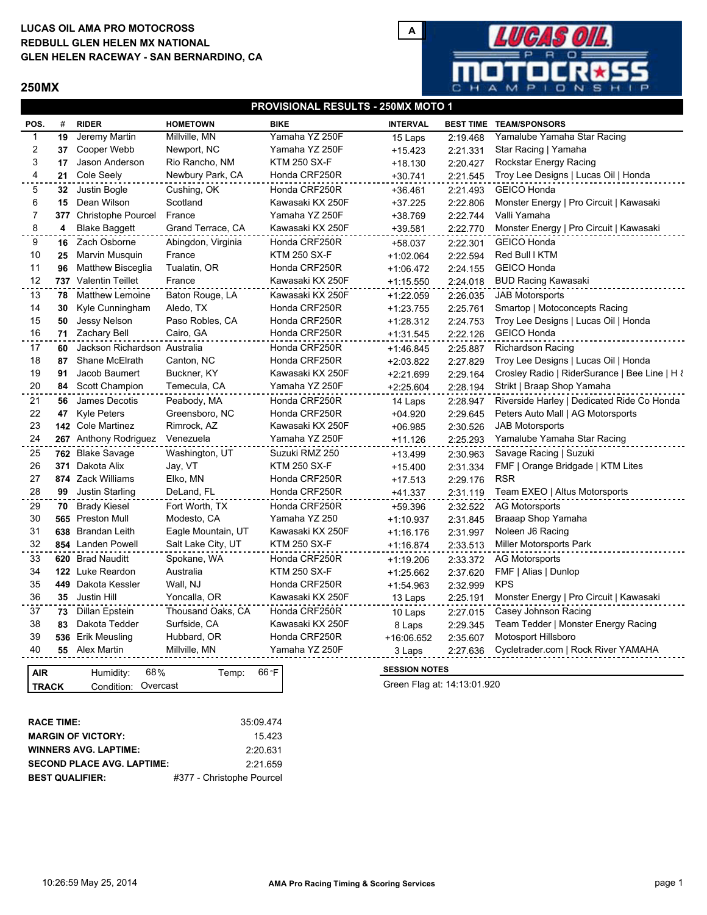**LUCAS OIL AMA PRO MOTOCROSS**
**REDBULL GLEN HELEN MX NATIONAL**
**GLEN HELEN RACEWAY - SAN BERNARDINO, CA**

A

## 250MX

### PROVISIONAL RESULTS - 250MX MOTO 1

| POS. | # | RIDER | HOMETOWN | BIKE | INTERVAL | BEST TIME | TEAM/SPONSORS |
|---|---|---|---|---|---|---|---|
| 1 | 19 | Jeremy Martin | Millville, MN | Yamaha YZ 250F | 15 Laps | 2:19.468 | Yamalube Yamaha Star Racing |
| 2 | 37 | Cooper Webb | Newport, NC | Yamaha YZ 250F | +15.423 | 2:21.331 | Star Racing \| Yamaha |
| 3 | 17 | Jason Anderson | Rio Rancho, NM | KTM 250 SX-F | +18.130 | 2:20.427 | Rockstar Energy Racing |
| 4 | 21 | Cole Seely | Newbury Park, CA | Honda CRF250R | +30.741 | 2:21.545 | Troy Lee Designs \| Lucas Oil \| Honda |
| 5 | 32 | Justin Bogle | Cushing, OK | Honda CRF250R | +36.461 | 2:21.493 | GEICO Honda |
| 6 | 15 | Dean Wilson | Scotland | Kawasaki KX 250F | +37.225 | 2:22.806 | Monster Energy \| Pro Circuit \| Kawasaki |
| 7 | 377 | Christophe Pourcel | France | Yamaha YZ 250F | +38.769 | 2:22.744 | Valli Yamaha |
| 8 | 4 | Blake Baggett | Grand Terrace, CA | Kawasaki KX 250F | +39.581 | 2:22.770 | Monster Energy \| Pro Circuit \| Kawasaki |
| 9 | 16 | Zach Osborne | Abingdon, Virginia | Honda CRF250R | +58.037 | 2:22.301 | GEICO Honda |
| 10 | 25 | Marvin Musquin | France | KTM 250 SX-F | +1:02.064 | 2:22.594 | Red Bull I KTM |
| 11 | 96 | Matthew Bisceglia | Tualatin, OR | Honda CRF250R | +1:06.472 | 2:24.155 | GEICO Honda |
| 12 | 737 | Valentin Teillet | France | Kawasaki KX 250F | +1:15.550 | 2:24.018 | BUD Racing Kawasaki |
| 13 | 78 | Matthew Lemoine | Baton Rouge, LA | Kawasaki KX 250F | +1:22.059 | 2:26.035 | JAB Motorsports |
| 14 | 30 | Kyle Cunningham | Aledo, TX | Honda CRF250R | +1:23.755 | 2:25.761 | Smartop \| Motoconcepts Racing |
| 15 | 50 | Jessy Nelson | Paso Robles, CA | Honda CRF250R | +1:28.312 | 2:24.753 | Troy Lee Designs \| Lucas Oil \| Honda |
| 16 | 71 | Zachary Bell | Cairo, GA | Honda CRF250R | +1:31.545 | 2:22.126 | GEICO Honda |
| 17 | 60 | Jackson Richardson | Australia | Honda CRF250R | +1:46.845 | 2:25.887 | Richardson Racing |
| 18 | 87 | Shane McElrath | Canton, NC | Honda CRF250R | +2:03.822 | 2:27.829 | Troy Lee Designs \| Lucas Oil \| Honda |
| 19 | 91 | Jacob Baumert | Buckner, KY | Kawasaki KX 250F | +2:21.699 | 2:29.164 | Crosley Radio \| RiderSurance \| Bee Line \| H ( |
| 20 | 84 | Scott Champion | Temecula, CA | Yamaha YZ 250F | +2:25.604 | 2:28.194 | Strikt \| Braap Shop Yamaha |
| 21 | 56 | James Decotis | Peabody, MA | Honda CRF250R | 14 Laps | 2:28.947 | Riverside Harley \| Dedicated Ride Co Honda |
| 22 | 47 | Kyle Peters | Greensboro, NC | Honda CRF250R | +04.920 | 2:29.645 | Peters Auto Mall \| AG Motorsports |
| 23 | 142 | Cole Martinez | Rimrock, AZ | Kawasaki KX 250F | +06.985 | 2:30.526 | JAB Motorsports |
| 24 | 267 | Anthony Rodriguez | Venezuela | Yamaha YZ 250F | +11.126 | 2:25.293 | Yamalube Yamaha Star Racing |
| 25 | 762 | Blake Savage | Washington, UT | Suzuki RMZ 250 | +13.499 | 2:30.963 | Savage Racing \| Suzuki |
| 26 | 371 | Dakota Alix | Jay, VT | KTM 250 SX-F | +15.400 | 2:31.334 | FMF \| Orange Bridgade \| KTM Lites |
| 27 | 874 | Zack Williams | Elko, MN | Honda CRF250R | +17.513 | 2:29.176 | RSR |
| 28 | 99 | Justin Starling | DeLand, FL | Honda CRF250R | +41.337 | 2:31.119 | Team EXEO \| Altus Motorsports |
| 29 | 70 | Brady Kiesel | Fort Worth, TX | Honda CRF250R | +59.396 | 2:32.522 | AG Motorsports |
| 30 | 565 | Preston Mull | Modesto, CA | Yamaha YZ 250 | +1:10.937 | 2:31.845 | Braaap Shop Yamaha |
| 31 | 638 | Brandan Leith | Eagle Mountain, UT | Kawasaki KX 250F | +1:16.176 | 2:31.997 | Noleen J6 Racing |
| 32 | 854 | Landen Powell | Salt Lake City, UT | KTM 250 SX-F | +1:16.874 | 2:33.513 | Miller Motorsports Park |
| 33 | 620 | Brad Nauditt | Spokane, WA | Honda CRF250R | +1:19.206 | 2:33.372 | AG Motorsports |
| 34 | 122 | Luke Reardon | Australia | KTM 250 SX-F | +1:25.662 | 2:37.620 | FMF \| Alias \| Dunlop |
| 35 | 449 | Dakota Kessler | Wall, NJ | Honda CRF250R | +1:54.963 | 2:32.999 | KPS |
| 36 | 35 | Justin Hill | Yoncalla, OR | Kawasaki KX 250F | 13 Laps | 2:25.191 | Monster Energy \| Pro Circuit \| Kawasaki |
| 37 | 73 | Dillan Epstein | Thousand Oaks, CA | Honda CRF250R | 10 Laps | 2:27.015 | Casey Johnson Racing |
| 38 | 83 | Dakota Tedder | Surfside, CA | Kawasaki KX 250F | 8 Laps | 2:29.345 | Team Tedder \| Monster Energy Racing |
| 39 | 536 | Erik Meusling | Hubbard, OR | Honda CRF250R | +16:06.652 | 2:35.607 | Motosport Hillsboro |
| 40 | 55 | Alex Martin | Millville, MN | Yamaha YZ 250F | 3 Laps | 2:27.636 | Cycletrader.com \| Rock River YAMAHA |

| AIR | Humidity: 68% | Temp: 66°F |
|---|---|---|
| TRACK | Condition: Overcast | |

**SESSION NOTES**

Green Flag at: 14:13:01.920

| | |
|---|---|
| **RACE TIME:** | 35:09.474 |
| **MARGIN OF VICTORY:** | 15.423 |
| **WINNERS AVG. LAPTIME:** | 2:20.631 |
| **SECOND PLACE AVG. LAPTIME:** | 2:21.659 |
| **BEST QUALIFIER:** | #377 - Christophe Pourcel |

10:26:59 May 25, 2014 — AMA Pro Racing Timing & Scoring Services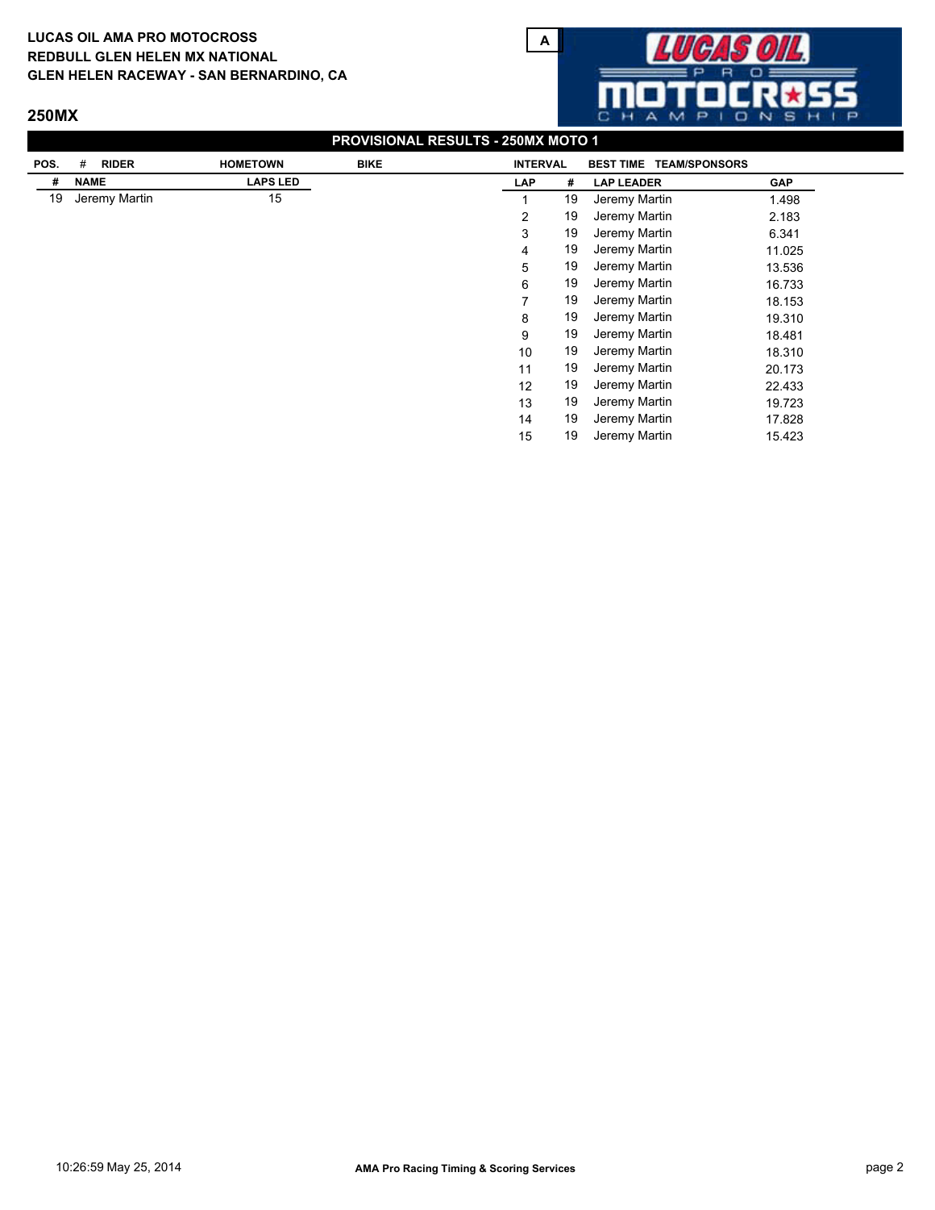LUCAS OIL AMA PRO MOTOCROSS
REDBULL GLEN HELEN MX NATIONAL
GLEN HELEN RACEWAY - SAN BERNARDINO, CA

A

## 250MX

### PROVISIONAL RESULTS - 250MX MOTO 1

POS. | # | RIDER | HOMETOWN | BIKE | INTERVAL | BEST TIME | TEAM/SPONSORS

| # | NAME | LAPS LED |
|---|---|---|
| 19 | Jeremy Martin | 15 |

| LAP | # | LAP LEADER | GAP |
|---|---|---|---|
| 1 | 19 | Jeremy Martin | 1.498 |
| 2 | 19 | Jeremy Martin | 2.183 |
| 3 | 19 | Jeremy Martin | 6.341 |
| 4 | 19 | Jeremy Martin | 11.025 |
| 5 | 19 | Jeremy Martin | 13.536 |
| 6 | 19 | Jeremy Martin | 16.733 |
| 7 | 19 | Jeremy Martin | 18.153 |
| 8 | 19 | Jeremy Martin | 19.310 |
| 9 | 19 | Jeremy Martin | 18.481 |
| 10 | 19 | Jeremy Martin | 18.310 |
| 11 | 19 | Jeremy Martin | 20.173 |
| 12 | 19 | Jeremy Martin | 22.433 |
| 13 | 19 | Jeremy Martin | 19.723 |
| 14 | 19 | Jeremy Martin | 17.828 |
| 15 | 19 | Jeremy Martin | 15.423 |

10:26:59 May 25, 2014

AMA Pro Racing Timing & Scoring Services